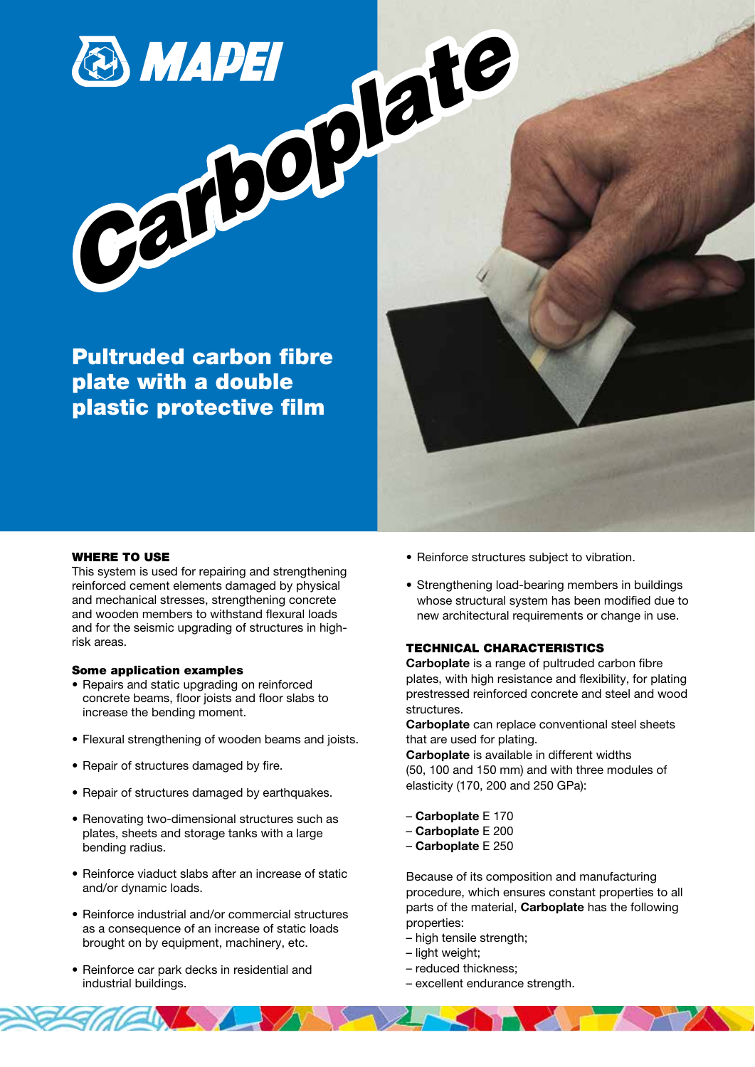MAPEI

# Carboplate

## Pultruded carbon fibre plate with a double plastic protective film

### WHERE TO USE

This system is used for repairing and strengthening reinforced cement elements damaged by physical and mechanical stresses, strengthening concrete and wooden members to withstand flexural loads and for the seismic upgrading of structures in high-risk areas.

#### Some application examples

- Repairs and static upgrading on reinforced concrete beams, floor joists and floor slabs to increase the bending moment.
- Flexural strengthening of wooden beams and joists.
- Repair of structures damaged by fire.
- Repair of structures damaged by earthquakes.
- Renovating two-dimensional structures such as plates, sheets and storage tanks with a large bending radius.
- Reinforce viaduct slabs after an increase of static and/or dynamic loads.
- Reinforce industrial and/or commercial structures as a consequence of an increase of static loads brought on by equipment, machinery, etc.
- Reinforce car park decks in residential and industrial buildings.
- Reinforce structures subject to vibration.
- Strengthening load-bearing members in buildings whose structural system has been modified due to new architectural requirements or change in use.

### TECHNICAL CHARACTERISTICS

**Carboplate** is a range of pultruded carbon fibre plates, with high resistance and flexibility, for plating prestressed reinforced concrete and steel and wood structures.

**Carboplate** can replace conventional steel sheets that are used for plating.

**Carboplate** is available in different widths (50, 100 and 150 mm) and with three modules of elasticity (170, 200 and 250 GPa):

- **Carboplate** E 170
- **Carboplate** E 200
- **Carboplate** E 250

Because of its composition and manufacturing procedure, which ensures constant properties to all parts of the material, **Carboplate** has the following properties:

- high tensile strength;
- light weight;
- reduced thickness;
- excellent endurance strength.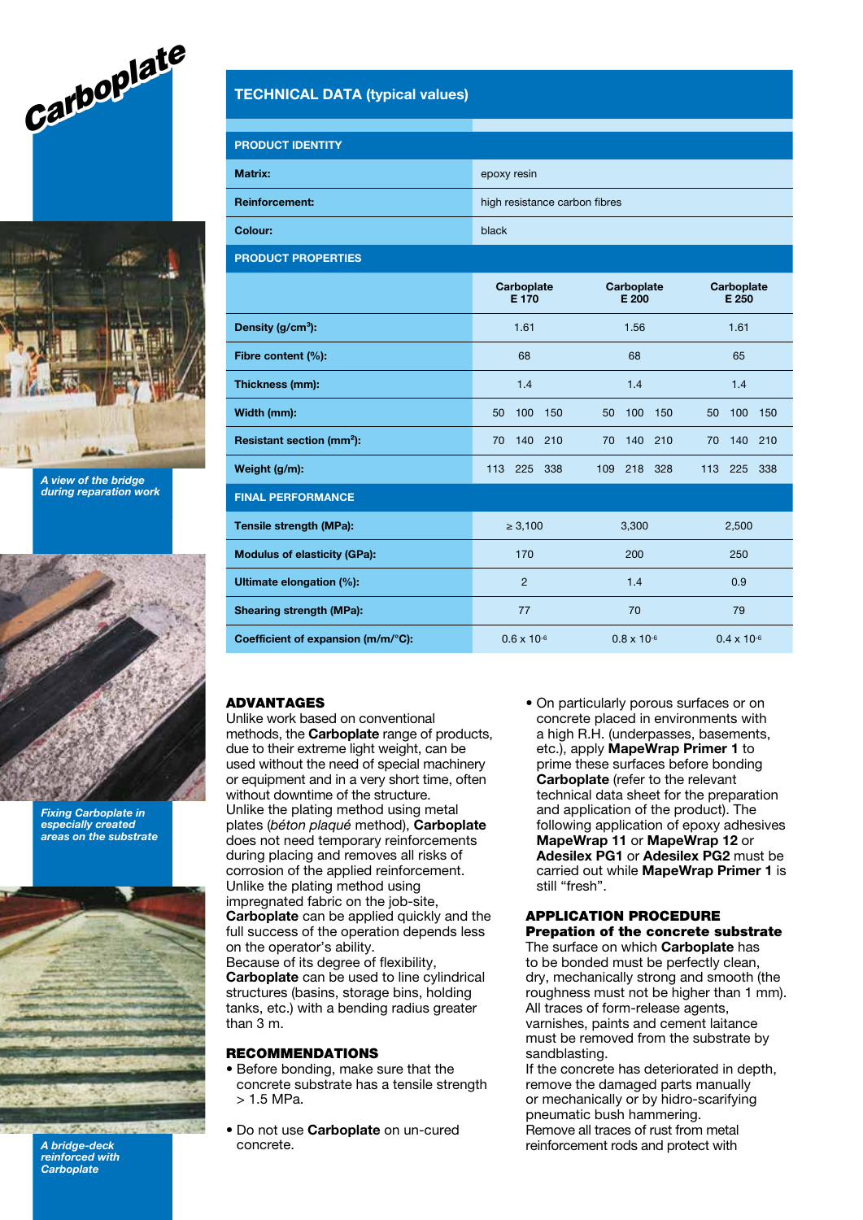Carboplate

A view of the bridge during reparation work

Fixing Carboplate in especially created areas on the substrate

A bridge-deck reinforced with Carboplate

## TECHNICAL DATA (typical values)

| PRODUCT IDENTITY | | | |
|---|---|---|---|
| **Matrix:** | epoxy resin | | |
| **Reinforcement:** | high resistance carbon fibres | | |
| **Colour:** | black | | |
| **PRODUCT PROPERTIES** | | | |
| | **Carboplate E 170** | **Carboplate E 200** | **Carboplate E 250** |
| **Density (g/cm³):** | 1.61 | 1.56 | 1.61 |
| **Fibre content (%):** | 68 | 68 | 65 |
| **Thickness (mm):** | 1.4 | 1.4 | 1.4 |
| **Width (mm):** | 50 100 150 | 50 100 150 | 50 100 150 |
| **Resistant section (mm²):** | 70 140 210 | 70 140 210 | 70 140 210 |
| **Weight (g/m):** | 113 225 338 | 109 218 328 | 113 225 338 |
| **FINAL PERFORMANCE** | | | |
| **Tensile strength (MPa):** | ≥ 3,100 | 3,300 | 2,500 |
| **Modulus of elasticity (GPa):** | 170 | 200 | 250 |
| **Ultimate elongation (%):** | 2 | 1.4 | 0.9 |
| **Shearing strength (MPa):** | 77 | 70 | 79 |
| **Coefficient of expansion (m/m/°C):** | $0.6 \times 10^{-6}$ | $0.8 \times 10^{-6}$ | $0.4 \times 10^{-6}$ |

### ADVANTAGES

Unlike work based on conventional methods, the **Carboplate** range of products, due to their extreme light weight, can be used without the need of special machinery or equipment and in a very short time, often without downtime of the structure.
Unlike the plating method using metal plates (*béton plaqué* method), **Carboplate** does not need temporary reinforcements during placing and removes all risks of corrosion of the applied reinforcement.
Unlike the plating method using impregnated fabric on the job-site, **Carboplate** can be applied quickly and the full success of the operation depends less on the operator's ability.
Because of its degree of flexibility, **Carboplate** can be used to line cylindrical structures (basins, storage bins, holding tanks, etc.) with a bending radius greater than 3 m.

### RECOMMENDATIONS

- Before bonding, make sure that the concrete substrate has a tensile strength > 1.5 MPa.
- Do not use **Carboplate** on un-cured concrete.
- On particularly porous surfaces or on concrete placed in environments with a high R.H. (underpasses, basements, etc.), apply **MapeWrap Primer 1** to prime these surfaces before bonding **Carboplate** (refer to the relevant technical data sheet for the preparation and application of the product). The following application of epoxy adhesives **MapeWrap 11** or **MapeWrap 12** or **Adesilex PG1** or **Adesilex PG2** must be carried out while **MapeWrap Primer 1** is still "fresh".

### APPLICATION PROCEDURE

#### Prepation of the concrete substrate

The surface on which **Carboplate** has to be bonded must be perfectly clean, dry, mechanically strong and smooth (the roughness must not be higher than 1 mm).
All traces of form-release agents, varnishes, paints and cement laitance must be removed from the substrate by sandblasting.
If the concrete has deteriorated in depth, remove the damaged parts manually or mechanically or by hidro-scarifying pneumatic bush hammering.
Remove all traces of rust from metal reinforcement rods and protect with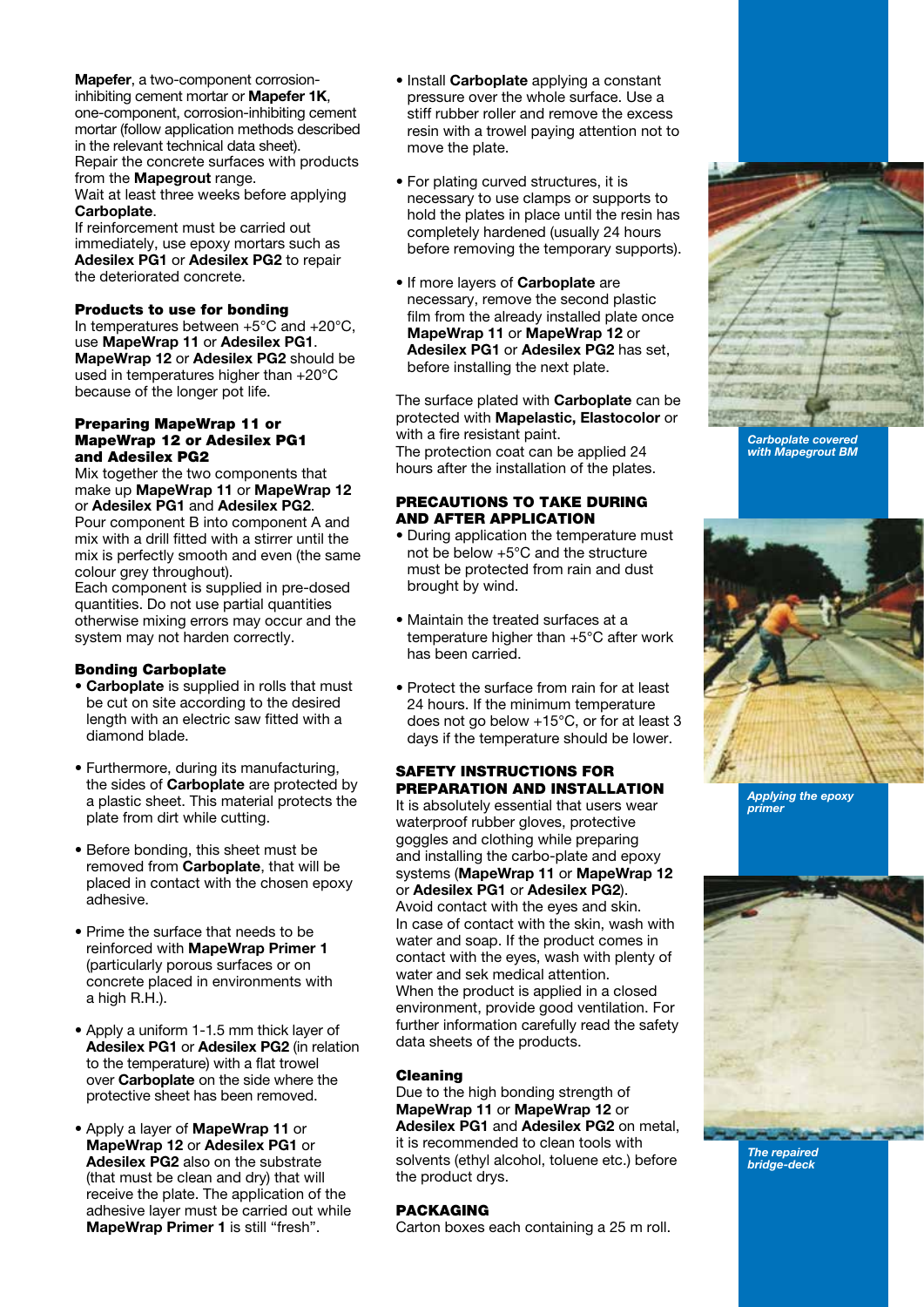**Mapefer**, a two-component corrosion-inhibiting cement mortar or **Mapefer 1K**, one-component, corrosion-inhibiting cement mortar (follow application methods described in the relevant technical data sheet).
Repair the concrete surfaces with products from the **Mapegrout** range.
Wait at least three weeks before applying **Carboplate**.
If reinforcement must be carried out immediately, use epoxy mortars such as **Adesilex PG1** or **Adesilex PG2** to repair the deteriorated concrete.

### Products to use for bonding

In temperatures between +5°C and +20°C, use **MapeWrap 11** or **Adesilex PG1**. **MapeWrap 12** or **Adesilex PG2** should be used in temperatures higher than +20°C because of the longer pot life.

### Preparing MapeWrap 11 or MapeWrap 12 or Adesilex PG1 and Adesilex PG2

Mix together the two components that make up **MapeWrap 11** or **MapeWrap 12** or **Adesilex PG1** and **Adesilex PG2**.
Pour component B into component A and mix with a drill fitted with a stirrer until the mix is perfectly smooth and even (the same colour grey throughout).
Each component is supplied in pre-dosed quantities. Do not use partial quantities otherwise mixing errors may occur and the system may not harden correctly.

### Bonding Carboplate

- **Carboplate** is supplied in rolls that must be cut on site according to the desired length with an electric saw fitted with a diamond blade.
- Furthermore, during its manufacturing, the sides of **Carboplate** are protected by a plastic sheet. This material protects the plate from dirt while cutting.
- Before bonding, this sheet must be removed from **Carboplate**, that will be placed in contact with the chosen epoxy adhesive.
- Prime the surface that needs to be reinforced with **MapeWrap Primer 1** (particularly porous surfaces or on concrete placed in environments with a high R.H.).
- Apply a uniform 1-1.5 mm thick layer of **Adesilex PG1** or **Adesilex PG2** (in relation to the temperature) with a flat trowel over **Carboplate** on the side where the protective sheet has been removed.
- Apply a layer of **MapeWrap 11** or **MapeWrap 12** or **Adesilex PG1** or **Adesilex PG2** also on the substrate (that must be clean and dry) that will receive the plate. The application of the adhesive layer must be carried out while **MapeWrap Primer 1** is still "fresh".
- Install **Carboplate** applying a constant pressure over the whole surface. Use a stiff rubber roller and remove the excess resin with a trowel paying attention not to move the plate.
- For plating curved structures, it is necessary to use clamps or supports to hold the plates in place until the resin has completely hardened (usually 24 hours before removing the temporary supports).
- If more layers of **Carboplate** are necessary, remove the second plastic film from the already installed plate once **MapeWrap 11** or **MapeWrap 12** or **Adesilex PG1** or **Adesilex PG2** has set, before installing the next plate.

The surface plated with **Carboplate** can be protected with **Mapelastic, Elastocolor** or with a fire resistant paint.
The protection coat can be applied 24 hours after the installation of the plates.

## PRECAUTIONS TO TAKE DURING AND AFTER APPLICATION

- During application the temperature must not be below +5°C and the structure must be protected from rain and dust brought by wind.
- Maintain the treated surfaces at a temperature higher than +5°C after work has been carried.
- Protect the surface from rain for at least 24 hours. If the minimum temperature does not go below +15°C, or for at least 3 days if the temperature should be lower.

## SAFETY INSTRUCTIONS FOR PREPARATION AND INSTALLATION

It is absolutely essential that users wear waterproof rubber gloves, protective goggles and clothing while preparing and installing the carbo-plate and epoxy systems (**MapeWrap 11** or **MapeWrap 12** or **Adesilex PG1** or **Adesilex PG2**).
Avoid contact with the eyes and skin.
In case of contact with the skin, wash with water and soap. If the product comes in contact with the eyes, wash with plenty of water and sek medical attention.
When the product is applied in a closed environment, provide good ventilation. For further information carefully read the safety data sheets of the products.

### Cleaning

Due to the high bonding strength of **MapeWrap 11** or **MapeWrap 12** or **Adesilex PG1** and **Adesilex PG2** on metal, it is recommended to clean tools with solvents (ethyl alcohol, toluene etc.) before the product drys.

## PACKAGING

Carton boxes each containing a 25 m roll.

*Carboplate covered with Mapegrout BM*

*Applying the epoxy primer*

*The repaired bridge-deck*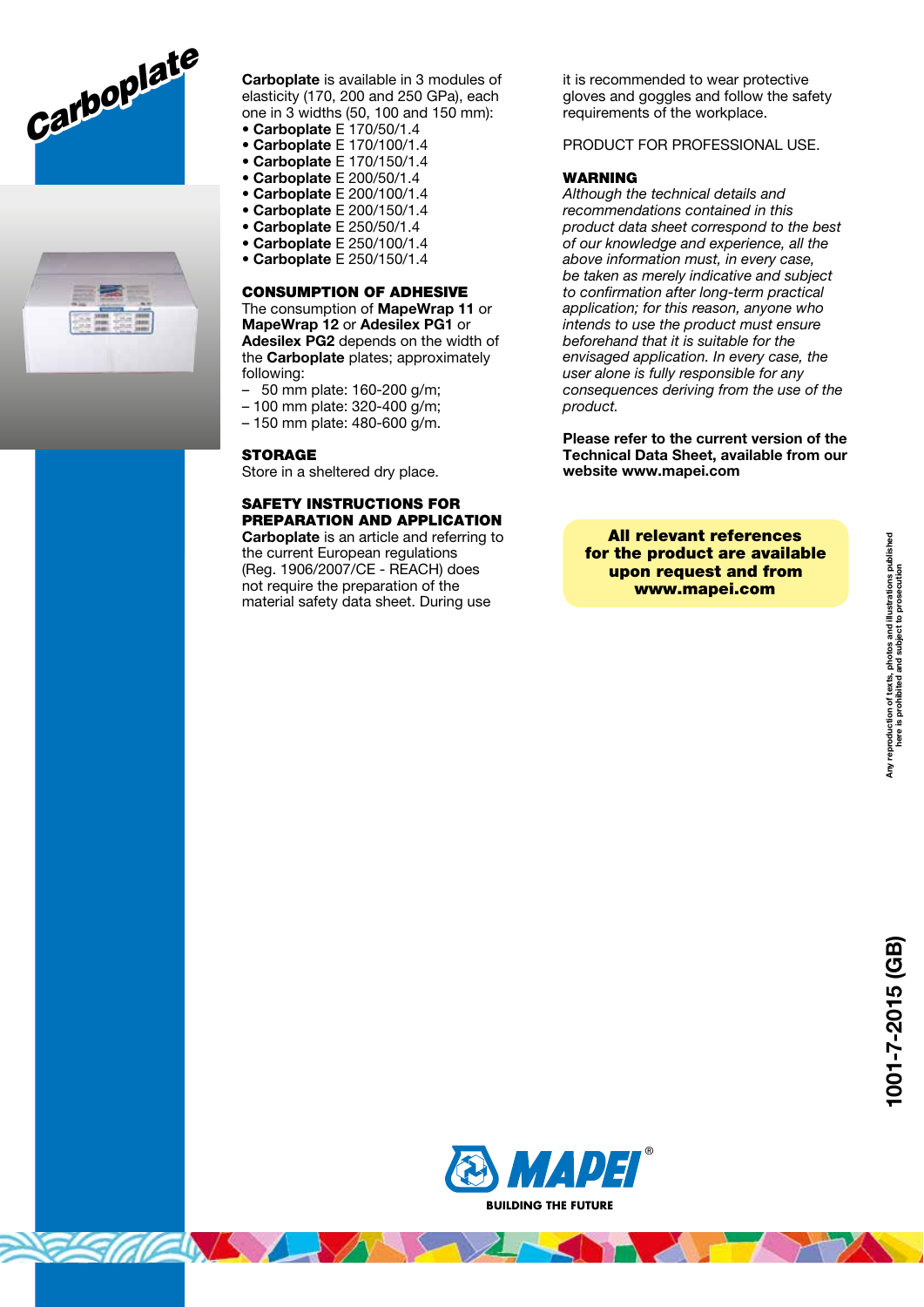**Carboplate** is available in 3 modules of elasticity (170, 200 and 250 GPa), each one in 3 widths (50, 100 and 150 mm):

- **Carboplate** E 170/50/1.4
- **Carboplate** E 170/100/1.4
- **Carboplate** E 170/150/1.4
- **Carboplate** E 200/50/1.4
- **Carboplate** E 200/100/1.4
- **Carboplate** E 200/150/1.4
- **Carboplate** E 250/50/1.4
- **Carboplate** E 250/100/1.4
- **Carboplate** E 250/150/1.4

## CONSUMPTION OF ADHESIVE

The consumption of **MapeWrap 11** or **MapeWrap 12** or **Adesilex PG1** or **Adesilex PG2** depends on the width of the **Carboplate** plates; approximately following:

- 50 mm plate: 160-200 g/m;
- 100 mm plate: 320-400 g/m;
- 150 mm plate: 480-600 g/m.

## STORAGE

Store in a sheltered dry place.

## SAFETY INSTRUCTIONS FOR PREPARATION AND APPLICATION

**Carboplate** is an article and referring to the current European regulations (Reg. 1906/2007/CE - REACH) does not require the preparation of the material safety data sheet. During use it is recommended to wear protective gloves and goggles and follow the safety requirements of the workplace.

PRODUCT FOR PROFESSIONAL USE.

## WARNING

*Although the technical details and recommendations contained in this product data sheet correspond to the best of our knowledge and experience, all the above information must, in every case, be taken as merely indicative and subject to confirmation after long-term practical application; for this reason, anyone who intends to use the product must ensure beforehand that it is suitable for the envisaged application. In every case, the user alone is fully responsible for any consequences deriving from the use of the product.*

**Please refer to the current version of the Technical Data Sheet, available from our website www.mapei.com**

**All relevant references for the product are available upon request and from www.mapei.com**

Any reproduction of texts, photos and illustrations published here is prohibited and subject to prosecution

1001-7-2015 (GB)

MAPEI®
BUILDING THE FUTURE